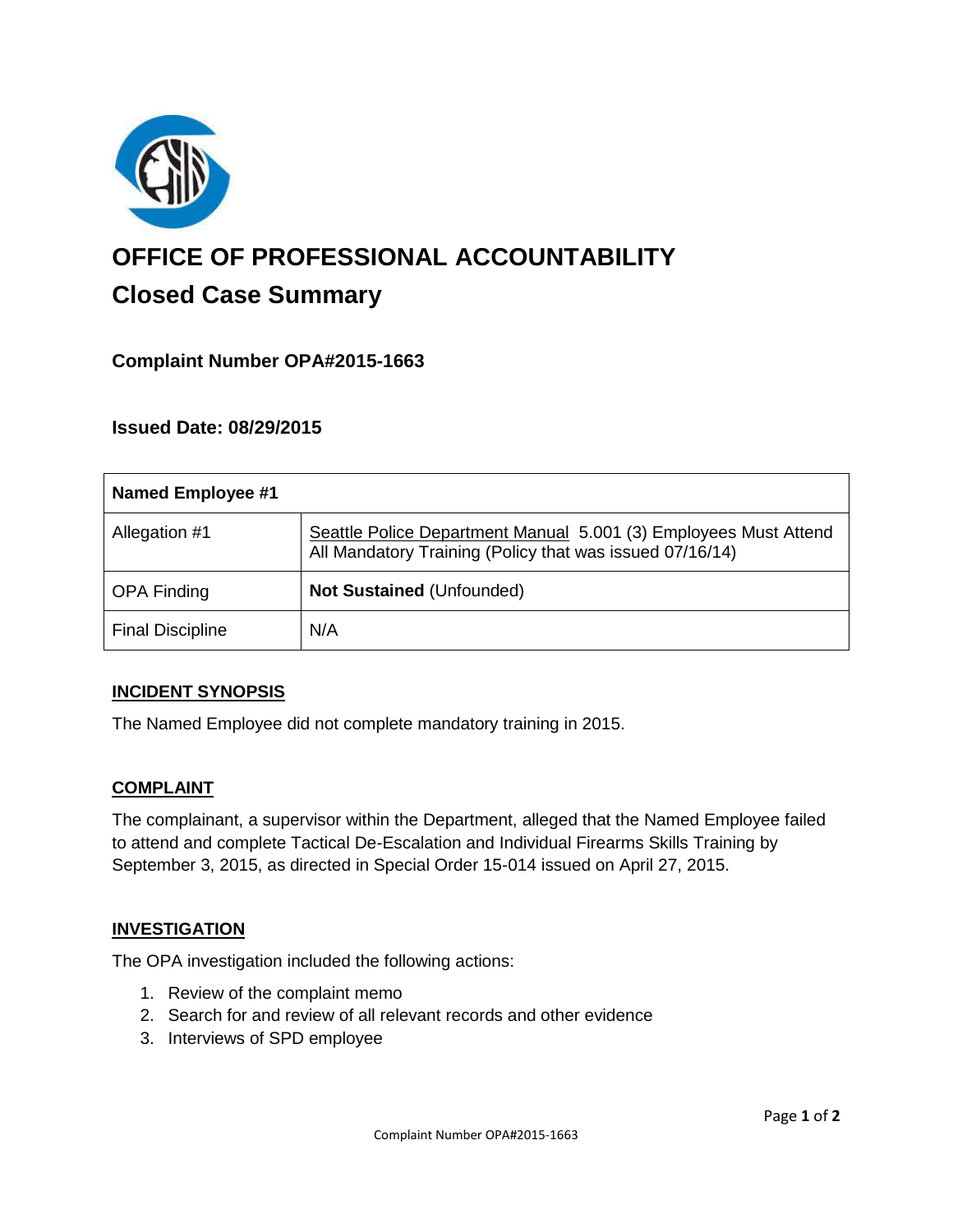# OFFICE OF PROFESSIONAL ACCOUNTABILITY

## Closed Case Summary

### Complaint Number OPA#2015-1663

### Issued Date: 08/29/2015

| Named Employee #1 | |
|---|---|
| Allegation #1 | Seattle Police Department Manual 5.001 (3) Employees Must Attend All Mandatory Training (Policy that was issued 07/16/14) |
| OPA Finding | **Not Sustained** (Unfounded) |
| Final Discipline | N/A |

**INCIDENT SYNOPSIS**

The Named Employee did not complete mandatory training in 2015.

**COMPLAINT**

The complainant, a supervisor within the Department, alleged that the Named Employee failed to attend and complete Tactical De-Escalation and Individual Firearms Skills Training by September 3, 2015, as directed in Special Order 15-014 issued on April 27, 2015.

**INVESTIGATION**

The OPA investigation included the following actions:

1. Review of the complaint memo
2. Search for and review of all relevant records and other evidence
3. Interviews of SPD employee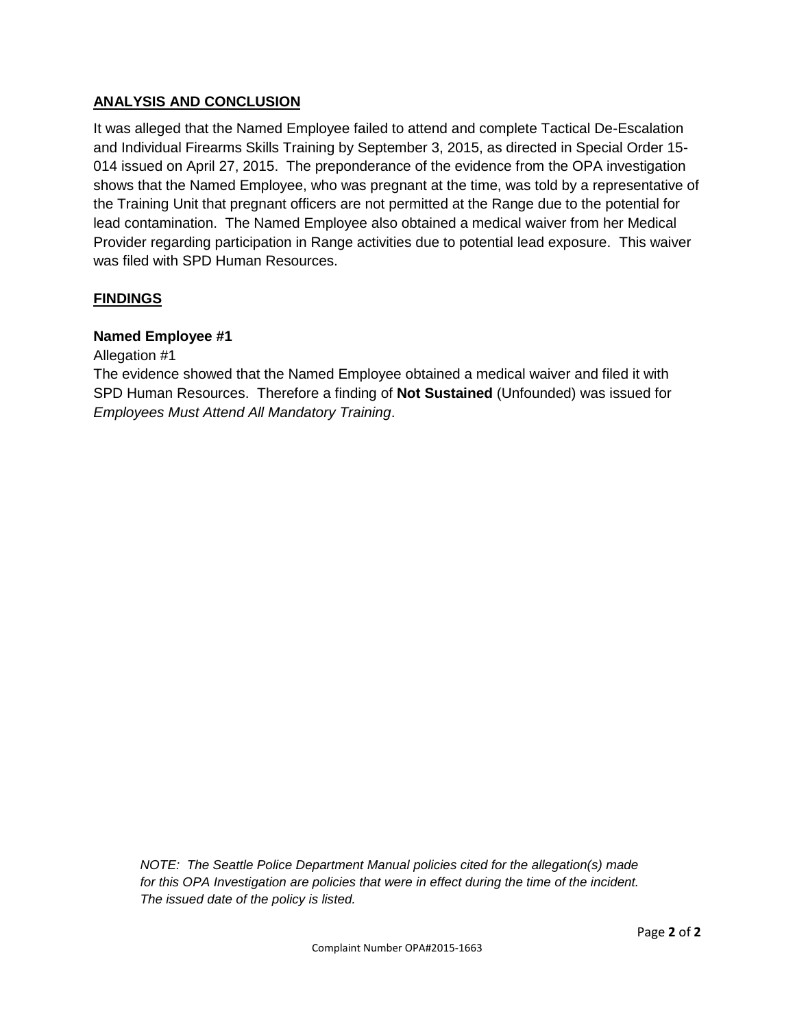## ANALYSIS AND CONCLUSION

It was alleged that the Named Employee failed to attend and complete Tactical De-Escalation and Individual Firearms Skills Training by September 3, 2015, as directed in Special Order 15-014 issued on April 27, 2015. The preponderance of the evidence from the OPA investigation shows that the Named Employee, who was pregnant at the time, was told by a representative of the Training Unit that pregnant officers are not permitted at the Range due to the potential for lead contamination. The Named Employee also obtained a medical waiver from her Medical Provider regarding participation in Range activities due to potential lead exposure. This waiver was filed with SPD Human Resources.

## FINDINGS

### Named Employee #1

Allegation #1

The evidence showed that the Named Employee obtained a medical waiver and filed it with SPD Human Resources. Therefore a finding of **Not Sustained** (Unfounded) was issued for *Employees Must Attend All Mandatory Training*.

*NOTE: The Seattle Police Department Manual policies cited for the allegation(s) made for this OPA Investigation are policies that were in effect during the time of the incident. The issued date of the policy is listed.*

Complaint Number OPA#2015-1663